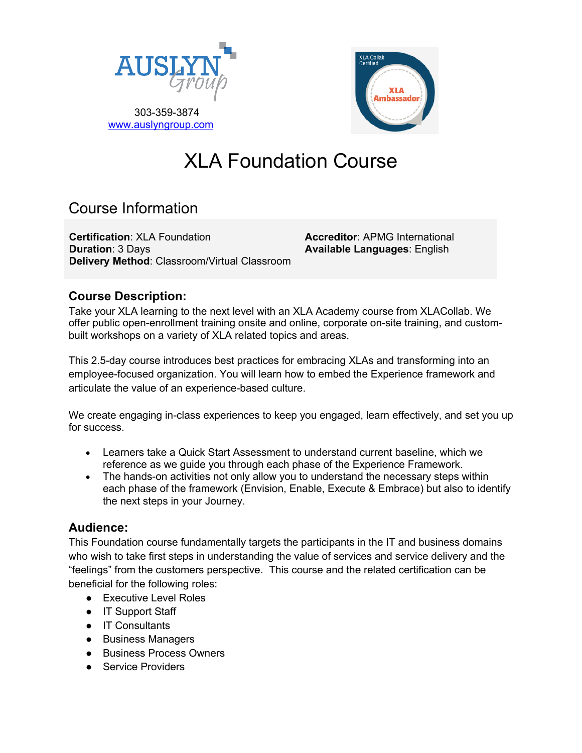AUSLYN Group

303-359-3874
[www.auslyngroup.com](http://www.auslyngroup.com)

XLA Collab Certified
XLA Ambassador

# XLA Foundation Course

## Course Information

**Certification**: XLA Foundation
**Duration**: 3 Days
**Delivery Method**: Classroom/Virtual Classroom

**Accreditor**: APMG International
**Available Languages**: English

### Course Description:

Take your XLA learning to the next level with an XLA Academy course from XLACollab. We offer public open-enrollment training onsite and online, corporate on-site training, and custom-built workshops on a variety of XLA related topics and areas.

This 2.5-day course introduces best practices for embracing XLAs and transforming into an employee-focused organization. You will learn how to embed the Experience framework and articulate the value of an experience-based culture.

We create engaging in-class experiences to keep you engaged, learn effectively, and set you up for success.

- Learners take a Quick Start Assessment to understand current baseline, which we reference as we guide you through each phase of the Experience Framework.
- The hands-on activities not only allow you to understand the necessary steps within each phase of the framework (Envision, Enable, Execute & Embrace) but also to identify the next steps in your Journey.

### Audience:

This Foundation course fundamentally targets the participants in the IT and business domains who wish to take first steps in understanding the value of services and service delivery and the “feelings” from the customers perspective. This course and the related certification can be beneficial for the following roles:

- Executive Level Roles
- IT Support Staff
- IT Consultants
- Business Managers
- Business Process Owners
- Service Providers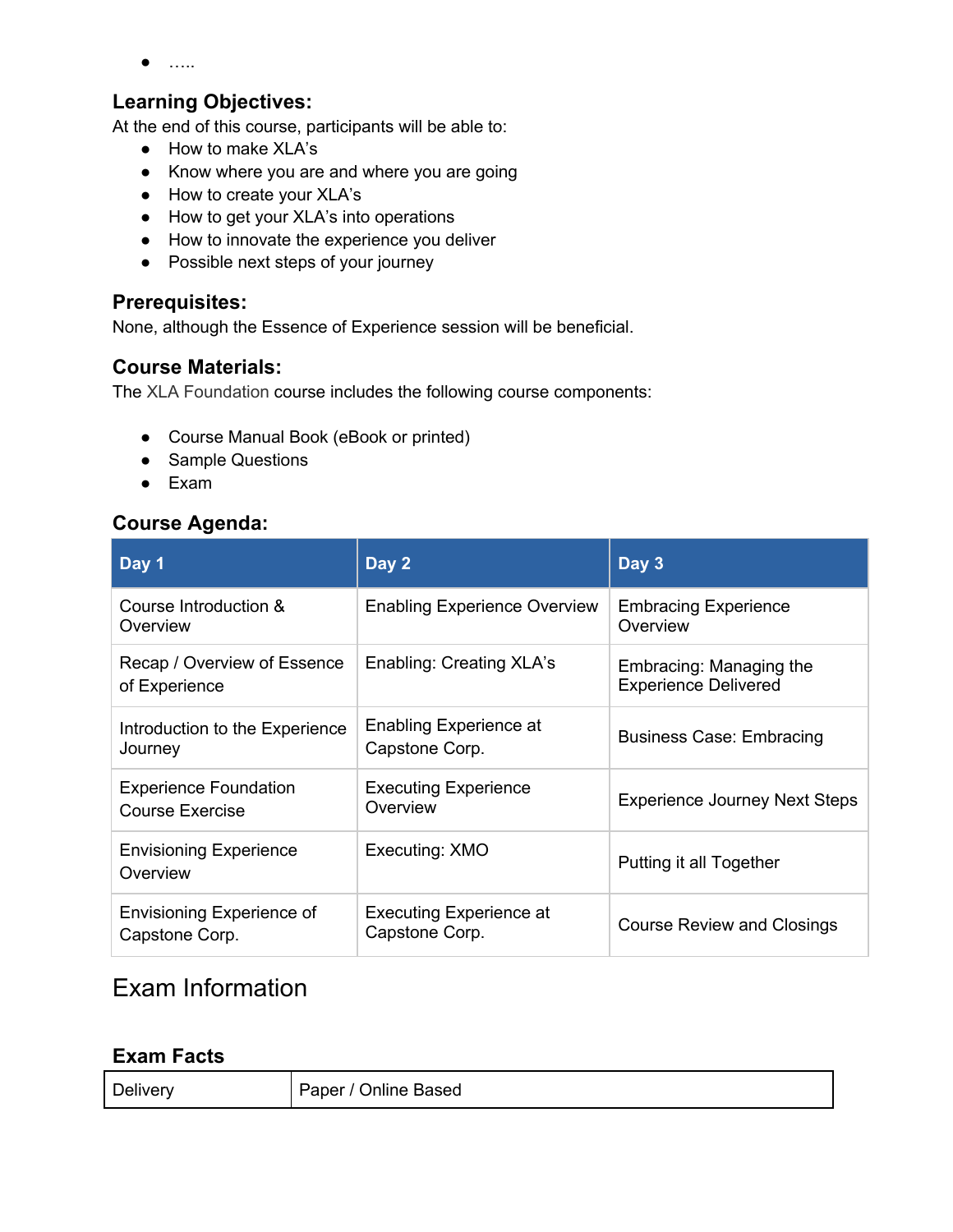- …..

### Learning Objectives:

At the end of this course, participants will be able to:

- How to make XLA's
- Know where you are and where you are going
- How to create your XLA's
- How to get your XLA's into operations
- How to innovate the experience you deliver
- Possible next steps of your journey

### Prerequisites:

None, although the Essence of Experience session will be beneficial.

### Course Materials:

The XLA Foundation course includes the following course components:

- Course Manual Book (eBook or printed)
- Sample Questions
- Exam

### Course Agenda:

| Day 1 | Day 2 | Day 3 |
|---|---|---|
| Course Introduction & Overview | Enabling Experience Overview | Embracing Experience Overview |
| Recap / Overview of Essence of Experience | Enabling: Creating XLA's | Embracing: Managing the Experience Delivered |
| Introduction to the Experience Journey | Enabling Experience at Capstone Corp. | Business Case: Embracing |
| Experience Foundation Course Exercise | Executing Experience Overview | Experience Journey Next Steps |
| Envisioning Experience Overview | Executing: XMO | Putting it all Together |
| Envisioning Experience of Capstone Corp. | Executing Experience at Capstone Corp. | Course Review and Closings |

## Exam Information

### Exam Facts

| Delivery | Paper / Online Based |
|---|---|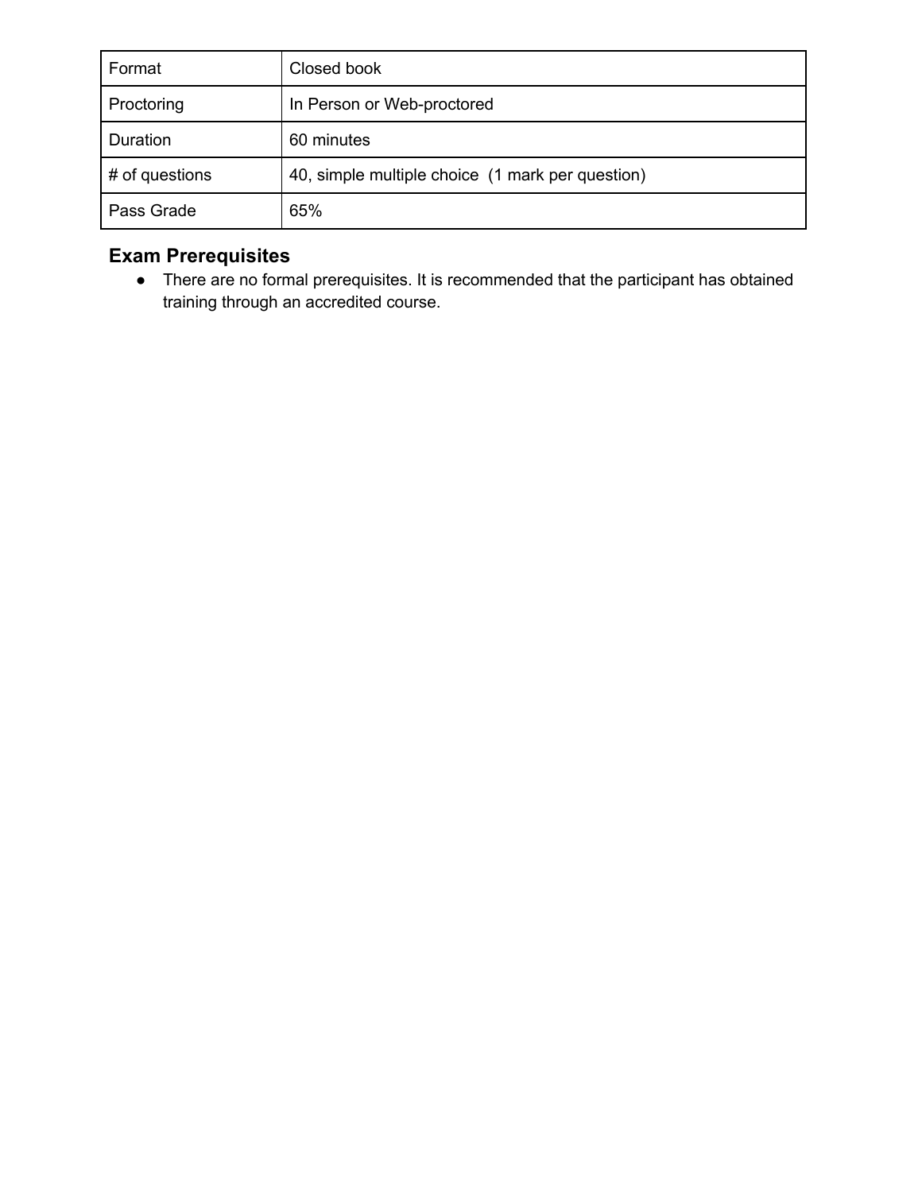| | |
|---|---|
| Format | Closed book |
| Proctoring | In Person or Web-proctored |
| Duration | 60 minutes |
| # of questions | 40, simple multiple choice (1 mark per question) |
| Pass Grade | 65% |

### Exam Prerequisites

- There are no formal prerequisites. It is recommended that the participant has obtained training through an accredited course.